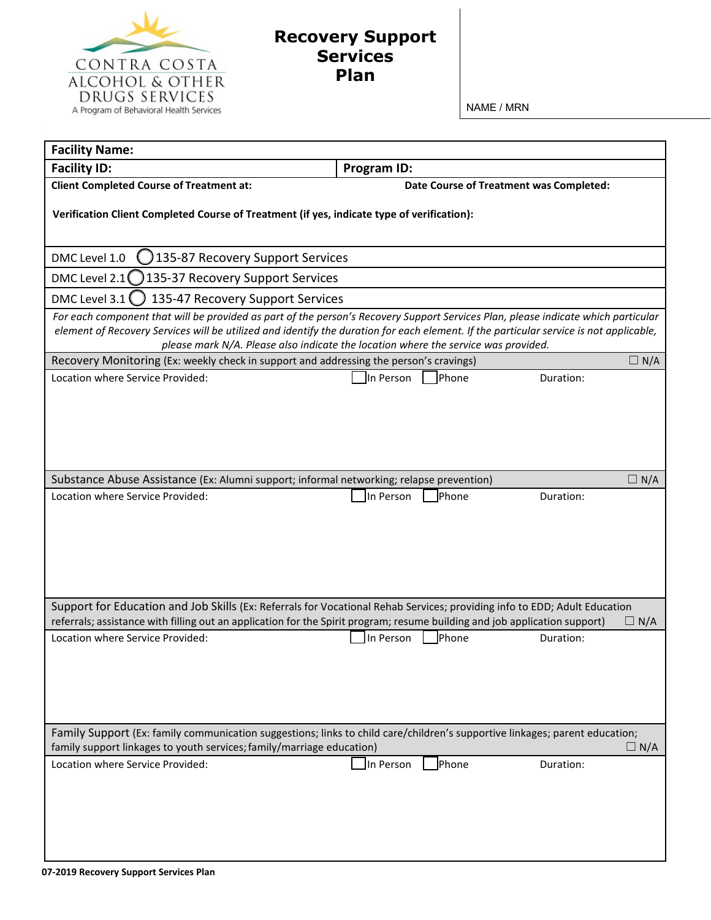CONTRA COSTA
ALCOHOL & OTHER
DRUGS SERVICES
A Program of Behavioral Health Services

# Recovery Support Services Plan

NAME / MRN

| **Facility Name:** | |
|---|---|
| **Facility ID:** | **Program ID:** |
| **Client Completed Course of Treatment at:** | **Date Course of Treatment was Completed:** |
| **Verification Client Completed Course of Treatment (if yes, indicate type of verification):** | |

DMC Level 1.0 ◯ 135-87 Recovery Support Services

DMC Level 2.1 ◯ 135-37 Recovery Support Services

DMC Level 3.1 ◯ 135-47 Recovery Support Services

*For each component that will be provided as part of the person's Recovery Support Services Plan, please indicate which particular element of Recovery Services will be utilized and identify the duration for each element. If the particular service is not applicable, please mark N/A. Please also indicate the location where the service was provided.*

**Recovery Monitoring** (Ex: weekly check in support and addressing the person's cravings) ☐ N/A

Location where Service Provided: ☐ In Person ☐ Phone Duration:

**Substance Abuse Assistance** (Ex: Alumni support; informal networking; relapse prevention) ☐ N/A

Location where Service Provided: ☐ In Person ☐ Phone Duration:

**Support for Education and Job Skills** (Ex: Referrals for Vocational Rehab Services; providing info to EDD; Adult Education referrals; assistance with filling out an application for the Spirit program; resume building and job application support) ☐ N/A

Location where Service Provided: ☐ In Person ☐ Phone Duration:

**Family Support** (Ex: family communication suggestions; links to child care/children's supportive linkages; parent education; family support linkages to youth services; family/marriage education) ☐ N/A

Location where Service Provided: ☐ In Person ☐ Phone Duration:

07-2019 Recovery Support Services Plan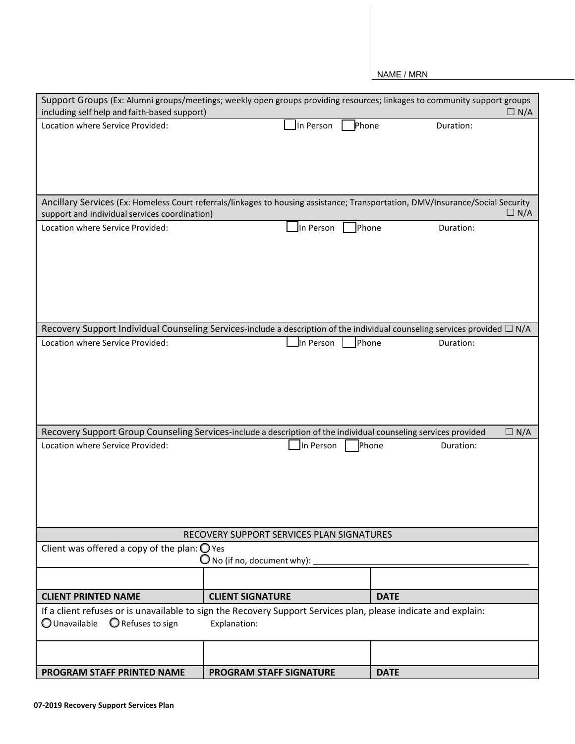NAME / MRN

| Support Groups (Ex: Alumni groups/meetings; weekly open groups providing resources; linkages to community support groups including self help and faith-based support) ☐ N/A | | |
|---|---|---|
| Location where Service Provided: | ☐ In Person ☐ Phone | Duration: |

| Ancillary Services (Ex: Homeless Court referrals/linkages to housing assistance; Transportation, DMV/Insurance/Social Security support and individual services coordination) ☐ N/A | | |
|---|---|---|
| Location where Service Provided: | ☐ In Person ☐ Phone | Duration: |

| Recovery Support Individual Counseling Services-include a description of the individual counseling services provided ☐ N/A | | |
|---|---|---|
| Location where Service Provided: | ☐ In Person ☐ Phone | Duration: |

| Recovery Support Group Counseling Services-include a description of the individual counseling services provided ☐ N/A | | |
|---|---|---|
| Location where Service Provided: | ☐ In Person ☐ Phone | Duration: |

| RECOVERY SUPPORT SERVICES PLAN SIGNATURES | | |
|---|---|---|
| Client was offered a copy of the plan: ○ Yes ○ No (if no, document why): ______ | | |
| | | |
| **CLIENT PRINTED NAME** | **CLIENT SIGNATURE** | **DATE** |
| If a client refuses or is unavailable to sign the Recovery Support Services plan, please indicate and explain: ○ Unavailable ○ Refuses to sign | Explanation: | |
| | | |
| **PROGRAM STAFF PRINTED NAME** | **PROGRAM STAFF SIGNATURE** | **DATE** |

**07-2019 Recovery Support Services Plan**